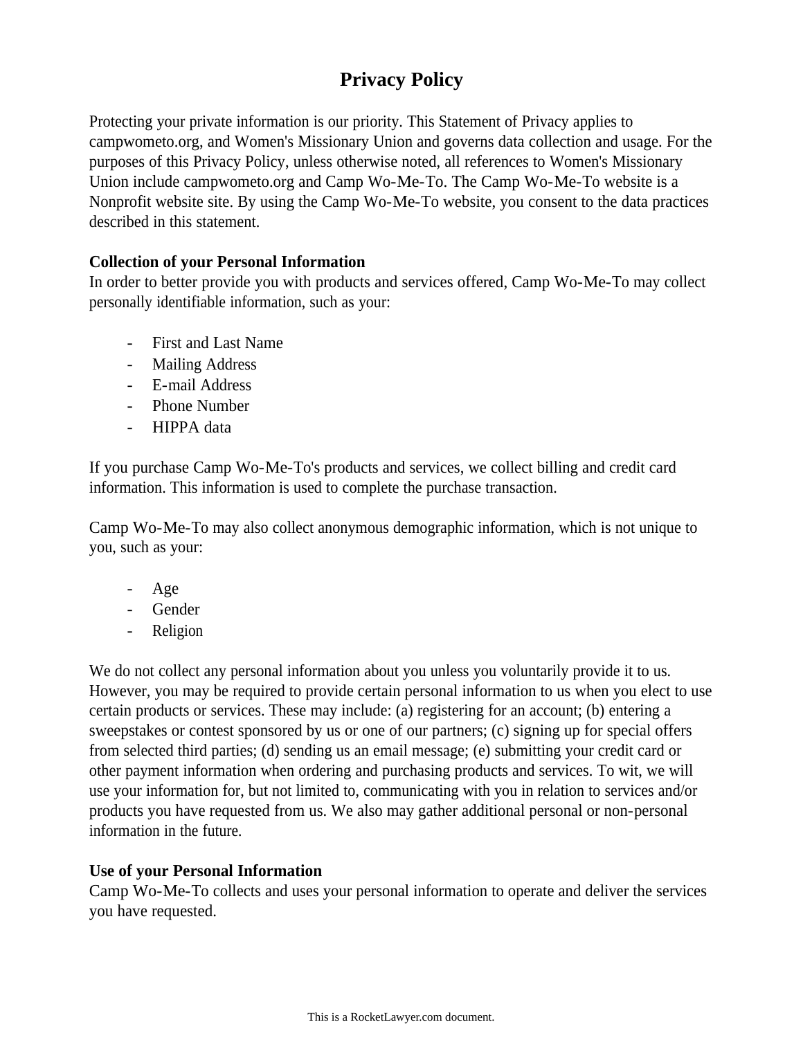# Privacy Policy

Protecting your private information is our priority. This Statement of Privacy applies to campwometo.org, and Women's Missionary Union and governs data collection and usage. For the purposes of this Privacy Policy, unless otherwise noted, all references to Women's Missionary Union include campwometo.org and Camp Wo-Me-To. The Camp Wo-Me-To website is a Nonprofit website site. By using the Camp Wo-Me-To website, you consent to the data practices described in this statement.

**Collection of your Personal Information**
In order to better provide you with products and services offered, Camp Wo-Me-To may collect personally identifiable information, such as your:

- First and Last Name
- Mailing Address
- E-mail Address
- Phone Number
- HIPPA data

If you purchase Camp Wo-Me-To's products and services, we collect billing and credit card information. This information is used to complete the purchase transaction.

Camp Wo-Me-To may also collect anonymous demographic information, which is not unique to you, such as your:

- Age
- Gender
- Religion

We do not collect any personal information about you unless you voluntarily provide it to us. However, you may be required to provide certain personal information to us when you elect to use certain products or services. These may include: (a) registering for an account; (b) entering a sweepstakes or contest sponsored by us or one of our partners; (c) signing up for special offers from selected third parties; (d) sending us an email message; (e) submitting your credit card or other payment information when ordering and purchasing products and services. To wit, we will use your information for, but not limited to, communicating with you in relation to services and/or products you have requested from us. We also may gather additional personal or non-personal information in the future.

**Use of your Personal Information**
Camp Wo-Me-To collects and uses your personal information to operate and deliver the services you have requested.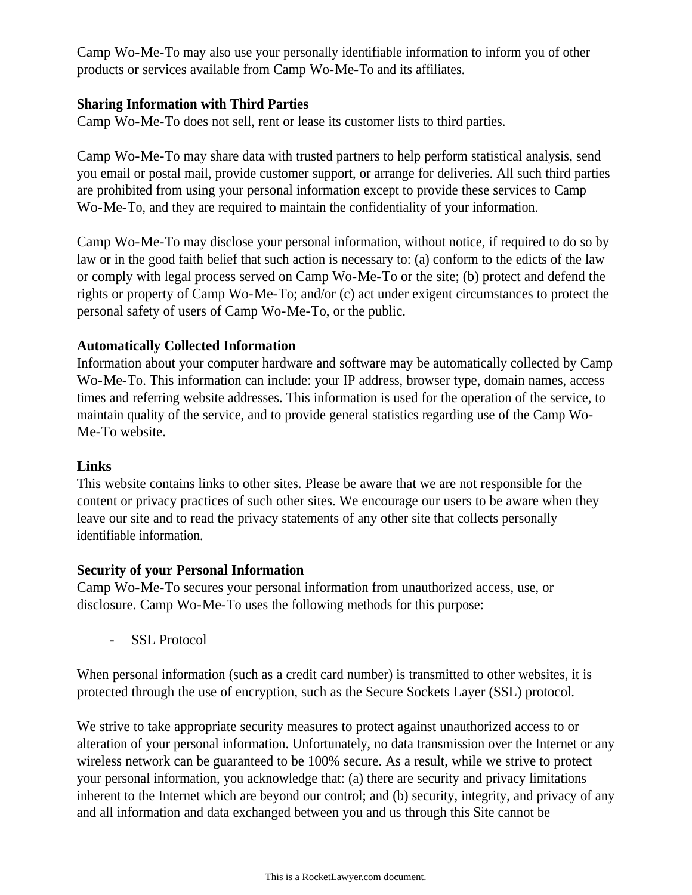Camp Wo-Me-To may also use your personally identifiable information to inform you of other products or services available from Camp Wo-Me-To and its affiliates.

**Sharing Information with Third Parties**
Camp Wo-Me-To does not sell, rent or lease its customer lists to third parties.

Camp Wo-Me-To may share data with trusted partners to help perform statistical analysis, send you email or postal mail, provide customer support, or arrange for deliveries. All such third parties are prohibited from using your personal information except to provide these services to Camp Wo-Me-To, and they are required to maintain the confidentiality of your information.

Camp Wo-Me-To may disclose your personal information, without notice, if required to do so by law or in the good faith belief that such action is necessary to: (a) conform to the edicts of the law or comply with legal process served on Camp Wo-Me-To or the site; (b) protect and defend the rights or property of Camp Wo-Me-To; and/or (c) act under exigent circumstances to protect the personal safety of users of Camp Wo-Me-To, or the public.

**Automatically Collected Information**
Information about your computer hardware and software may be automatically collected by Camp Wo-Me-To. This information can include: your IP address, browser type, domain names, access times and referring website addresses. This information is used for the operation of the service, to maintain quality of the service, and to provide general statistics regarding use of the Camp Wo-Me-To website.

**Links**
This website contains links to other sites. Please be aware that we are not responsible for the content or privacy practices of such other sites. We encourage our users to be aware when they leave our site and to read the privacy statements of any other site that collects personally identifiable information.

**Security of your Personal Information**
Camp Wo-Me-To secures your personal information from unauthorized access, use, or disclosure. Camp Wo-Me-To uses the following methods for this purpose:

- SSL Protocol

When personal information (such as a credit card number) is transmitted to other websites, it is protected through the use of encryption, such as the Secure Sockets Layer (SSL) protocol.

We strive to take appropriate security measures to protect against unauthorized access to or alteration of your personal information. Unfortunately, no data transmission over the Internet or any wireless network can be guaranteed to be 100% secure. As a result, while we strive to protect your personal information, you acknowledge that: (a) there are security and privacy limitations inherent to the Internet which are beyond our control; and (b) security, integrity, and privacy of any and all information and data exchanged between you and us through this Site cannot be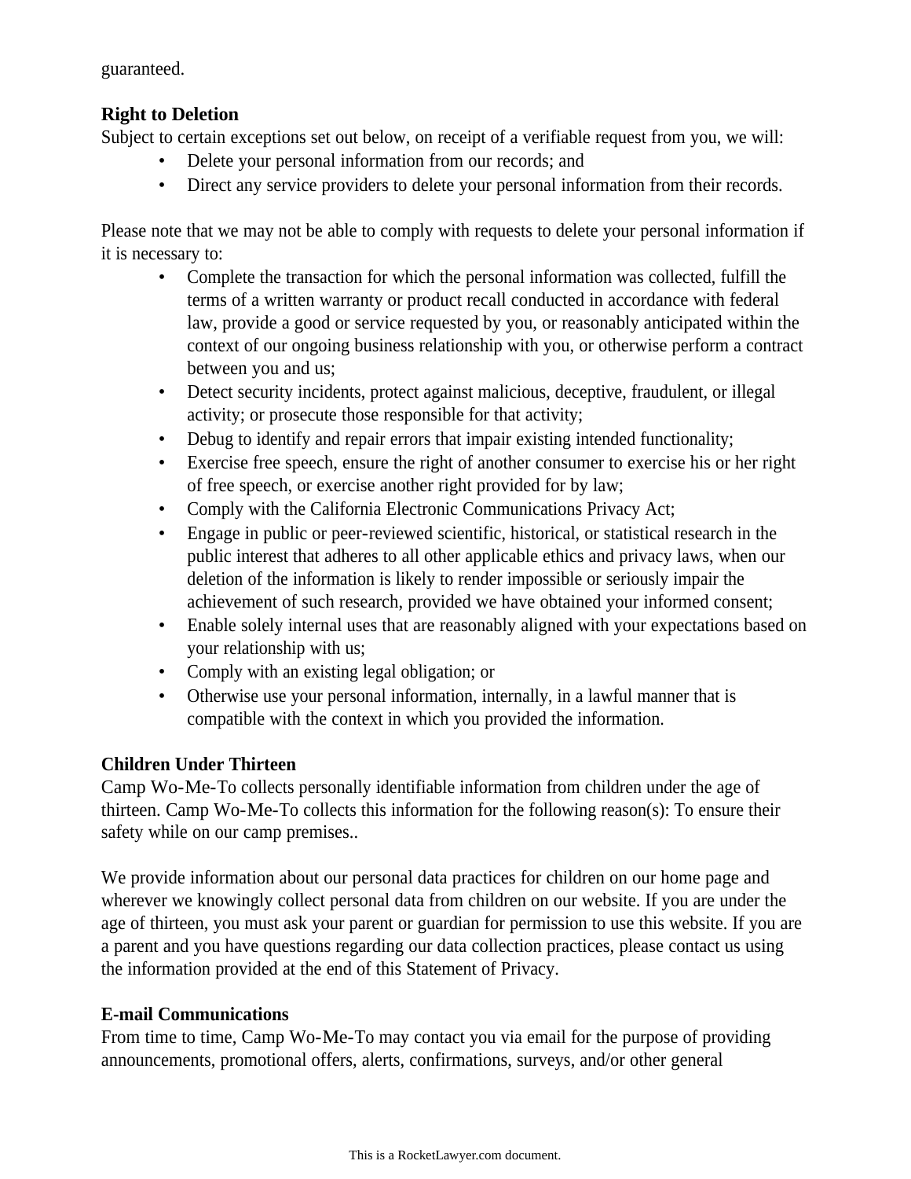guaranteed.

**Right to Deletion**
Subject to certain exceptions set out below, on receipt of a verifiable request from you, we will:

- Delete your personal information from our records; and
- Direct any service providers to delete your personal information from their records.

Please note that we may not be able to comply with requests to delete your personal information if it is necessary to:

- Complete the transaction for which the personal information was collected, fulfill the terms of a written warranty or product recall conducted in accordance with federal law, provide a good or service requested by you, or reasonably anticipated within the context of our ongoing business relationship with you, or otherwise perform a contract between you and us;
- Detect security incidents, protect against malicious, deceptive, fraudulent, or illegal activity; or prosecute those responsible for that activity;
- Debug to identify and repair errors that impair existing intended functionality;
- Exercise free speech, ensure the right of another consumer to exercise his or her right of free speech, or exercise another right provided for by law;
- Comply with the California Electronic Communications Privacy Act;
- Engage in public or peer-reviewed scientific, historical, or statistical research in the public interest that adheres to all other applicable ethics and privacy laws, when our deletion of the information is likely to render impossible or seriously impair the achievement of such research, provided we have obtained your informed consent;
- Enable solely internal uses that are reasonably aligned with your expectations based on your relationship with us;
- Comply with an existing legal obligation; or
- Otherwise use your personal information, internally, in a lawful manner that is compatible with the context in which you provided the information.

**Children Under Thirteen**
Camp Wo-Me-To collects personally identifiable information from children under the age of thirteen. Camp Wo-Me-To collects this information for the following reason(s): To ensure their safety while on our camp premises..

We provide information about our personal data practices for children on our home page and wherever we knowingly collect personal data from children on our website. If you are under the age of thirteen, you must ask your parent or guardian for permission to use this website. If you are a parent and you have questions regarding our data collection practices, please contact us using the information provided at the end of this Statement of Privacy.

**E-mail Communications**
From time to time, Camp Wo-Me-To may contact you via email for the purpose of providing announcements, promotional offers, alerts, confirmations, surveys, and/or other general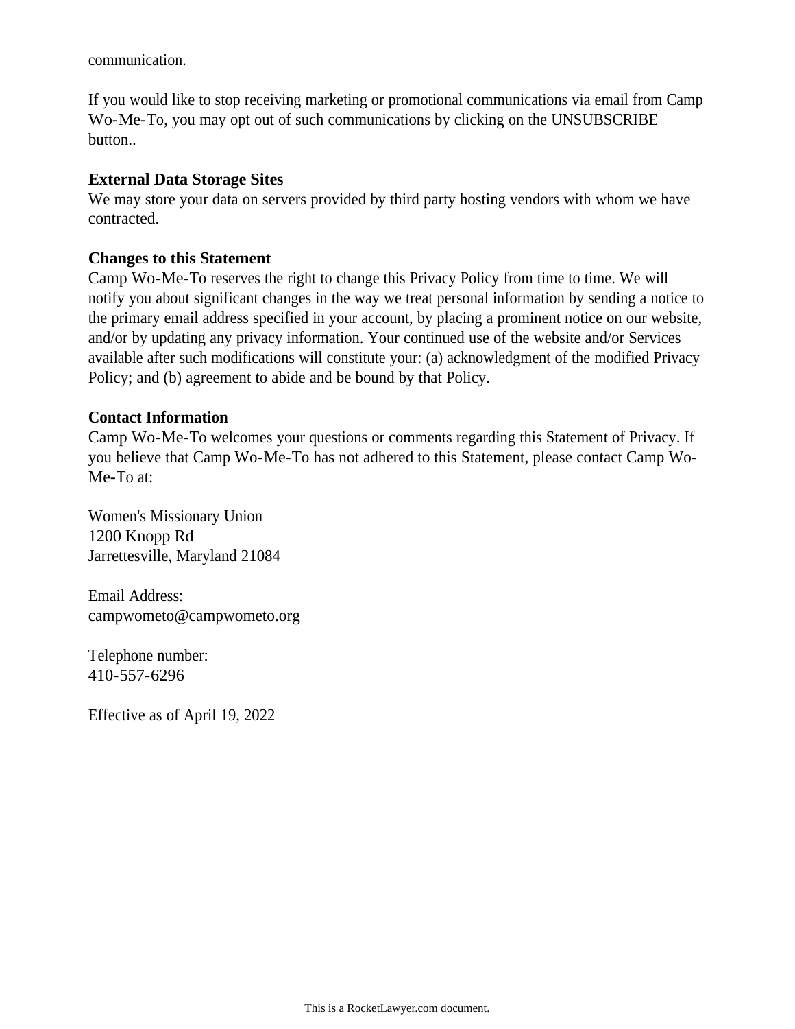communication.

If you would like to stop receiving marketing or promotional communications via email from Camp Wo-Me-To, you may opt out of such communications by clicking on the UNSUBSCRIBE button..

**External Data Storage Sites**

We may store your data on servers provided by third party hosting vendors with whom we have contracted.

**Changes to this Statement**

Camp Wo-Me-To reserves the right to change this Privacy Policy from time to time. We will notify you about significant changes in the way we treat personal information by sending a notice to the primary email address specified in your account, by placing a prominent notice on our website, and/or by updating any privacy information. Your continued use of the website and/or Services available after such modifications will constitute your: (a) acknowledgment of the modified Privacy Policy; and (b) agreement to abide and be bound by that Policy.

**Contact Information**

Camp Wo-Me-To welcomes your questions or comments regarding this Statement of Privacy. If you believe that Camp Wo-Me-To has not adhered to this Statement, please contact Camp Wo-Me-To at:

Women's Missionary Union
1200 Knopp Rd
Jarrettesville, Maryland 21084

Email Address:
campwometo@campwometo.org

Telephone number:
410-557-6296

Effective as of April 19, 2022

This is a RocketLawyer.com document.